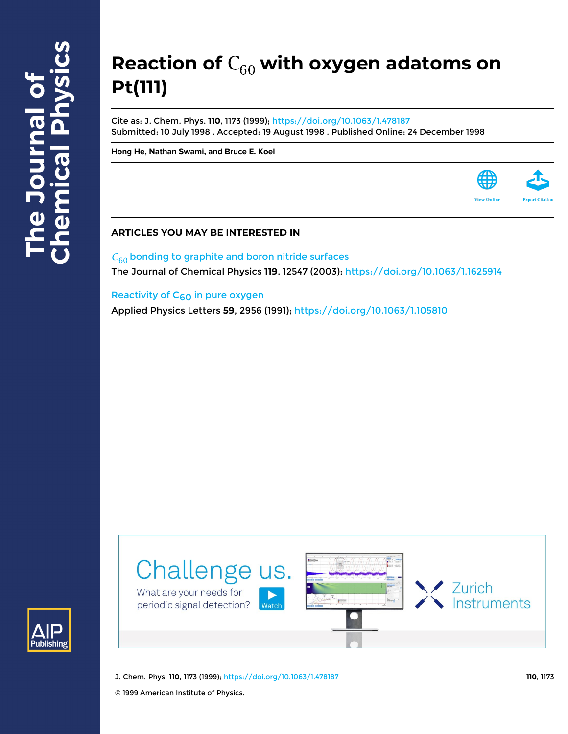# Reaction of $C_{60}$ with oxygen adatoms on Pt(111)

Cite as: J. Chem. Phys. **110**, 1173 (1999); https://doi.org/10.1063/1.478187
Submitted: 10 July 1998 . Accepted: 19 August 1998 . Published Online: 24 December 1998

**Hong He, Nathan Swami, and Bruce E. Koel**

View Online | Export Citation

## ARTICLES YOU MAY BE INTERESTED IN

$C_{60}$ bonding to graphite and boron nitride surfaces
The Journal of Chemical Physics **119**, 12547 (2003); https://doi.org/10.1063/1.1625914

Reactivity of $C_{60}$ in pure oxygen
Applied Physics Letters **59**, 2956 (1991); https://doi.org/10.1063/1.105810

Challenge us. What are your needs for periodic signal detection? Watch — Zurich Instruments

© 1999 American Institute of Physics.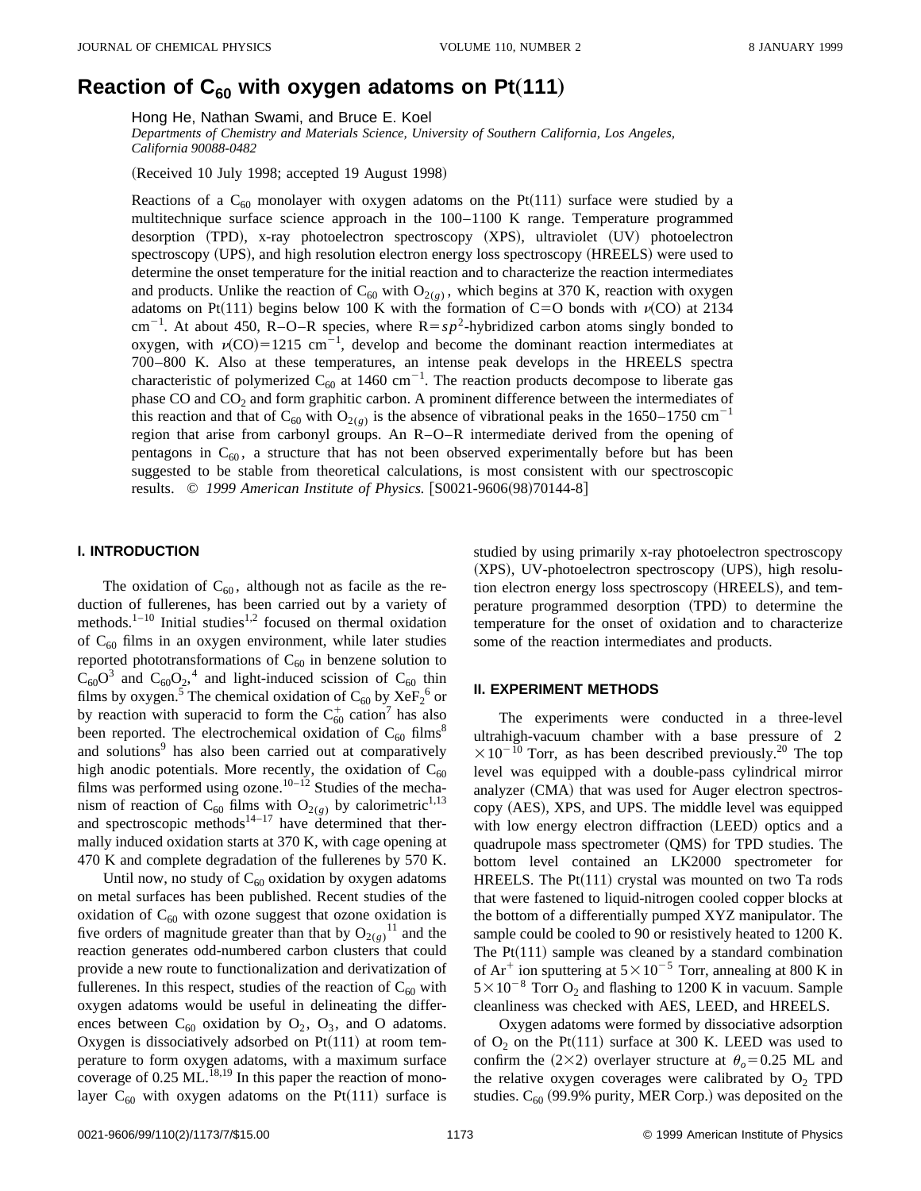# Reaction of $C_{60}$ with oxygen adatoms on Pt(111)

Hong He, Nathan Swami, and Bruce E. Koel

*Departments of Chemistry and Materials Science, University of Southern California, Los Angeles, California 90088-0482*

(Received 10 July 1998; accepted 19 August 1998)

Reactions of a $C_{60}$ monolayer with oxygen adatoms on the Pt(111) surface were studied by a multitechnique surface science approach in the 100–1100 K range. Temperature programmed desorption (TPD), x-ray photoelectron spectroscopy (XPS), ultraviolet (UV) photoelectron spectroscopy (UPS), and high resolution electron energy loss spectroscopy (HREELS) were used to determine the onset temperature for the initial reaction and to characterize the reaction intermediates and products. Unlike the reaction of $C_{60}$ with $O_{2(g)}$, which begins at 370 K, reaction with oxygen adatoms on Pt(111) begins below 100 K with the formation of C=O bonds with $\nu$(CO) at 2134 $cm^{-1}$. At about 450, R–O–R species, where R=$sp^2$-hybridized carbon atoms singly bonded to oxygen, with $\nu$(CO)=1215 $cm^{-1}$, develop and become the dominant reaction intermediates at 700–800 K. Also at these temperatures, an intense peak develops in the HREELS spectra characteristic of polymerized $C_{60}$ at 1460 $cm^{-1}$. The reaction products decompose to liberate gas phase CO and $CO_2$ and form graphitic carbon. A prominent difference between the intermediates of this reaction and that of $C_{60}$ with $O_{2(g)}$ is the absence of vibrational peaks in the 1650–1750 $cm^{-1}$ region that arise from carbonyl groups. An R–O–R intermediate derived from the opening of pentagons in $C_{60}$, a structure that has not been observed experimentally before but has been suggested to be stable from theoretical calculations, is most consistent with our spectroscopic results. © *1999 American Institute of Physics.* [S0021-9606(98)70144-8]

## I. INTRODUCTION

The oxidation of $C_{60}$, although not as facile as the reduction of fullerenes, has been carried out by a variety of methods.[1–10] Initial studies[1,2] focused on thermal oxidation of $C_{60}$ films in an oxygen environment, while later studies reported phototransformations of $C_{60}$ in benzene solution to $C_{60}O$[3] and $C_{60}O_2$,[4] and light-induced scission of $C_{60}$ thin films by oxygen.[5] The chemical oxidation of $C_{60}$ by $XeF_2$[6] or by reaction with superacid to form the $C_{60}^+$ cation[7] has also been reported. The electrochemical oxidation of $C_{60}$ films[8] and solutions[9] has also been carried out at comparatively high anodic potentials. More recently, the oxidation of $C_{60}$ films was performed using ozone.[10–12] Studies of the mechanism of reaction of $C_{60}$ films with $O_{2(g)}$ by calorimetric[1,13] and spectroscopic methods[14–17] have determined that thermally induced oxidation starts at 370 K, with cage opening at 470 K and complete degradation of the fullerenes by 570 K.

Until now, no study of $C_{60}$ oxidation by oxygen adatoms on metal surfaces has been published. Recent studies of the oxidation of $C_{60}$ with ozone suggest that ozone oxidation is five orders of magnitude greater than that by $O_{2(g)}$[11] and the reaction generates odd-numbered carbon clusters that could provide a new route to functionalization and derivatization of fullerenes. In this respect, studies of the reaction of $C_{60}$ with oxygen adatoms would be useful in delineating the differences between $C_{60}$ oxidation by $O_2$, $O_3$, and O adatoms. Oxygen is dissociatively adsorbed on Pt(111) at room temperature to form oxygen adatoms, with a maximum surface coverage of 0.25 ML.[18,19] In this paper the reaction of monolayer $C_{60}$ with oxygen adatoms on the Pt(111) surface is studied by using primarily x-ray photoelectron spectroscopy (XPS), UV-photoelectron spectroscopy (UPS), high resolution electron energy loss spectroscopy (HREELS), and temperature programmed desorption (TPD) to determine the temperature for the onset of oxidation and to characterize some of the reaction intermediates and products.

## II. EXPERIMENT METHODS

The experiments were conducted in a three-level ultrahigh-vacuum chamber with a base pressure of $2 \times 10^{-10}$ Torr, as has been described previously.[20] The top level was equipped with a double-pass cylindrical mirror analyzer (CMA) that was used for Auger electron spectroscopy (AES), XPS, and UPS. The middle level was equipped with low energy electron diffraction (LEED) optics and a quadrupole mass spectrometer (QMS) for TPD studies. The bottom level contained an LK2000 spectrometer for HREELS. The Pt(111) crystal was mounted on two Ta rods that were fastened to liquid-nitrogen cooled copper blocks at the bottom of a differentially pumped XYZ manipulator. The sample could be cooled to 90 or resistively heated to 1200 K. The Pt(111) sample was cleaned by a standard combination of $Ar^+$ ion sputtering at $5\times10^{-5}$ Torr, annealing at 800 K in $5\times10^{-8}$ Torr $O_2$ and flashing to 1200 K in vacuum. Sample cleanliness was checked with AES, LEED, and HREELS.

Oxygen adatoms were formed by dissociative adsorption of $O_2$ on the Pt(111) surface at 300 K. LEED was used to confirm the (2×2) overlayer structure at $\theta_o$=0.25 ML and the relative oxygen coverages were calibrated by $O_2$ TPD studies. $C_{60}$ (99.9% purity, MER Corp.) was deposited on the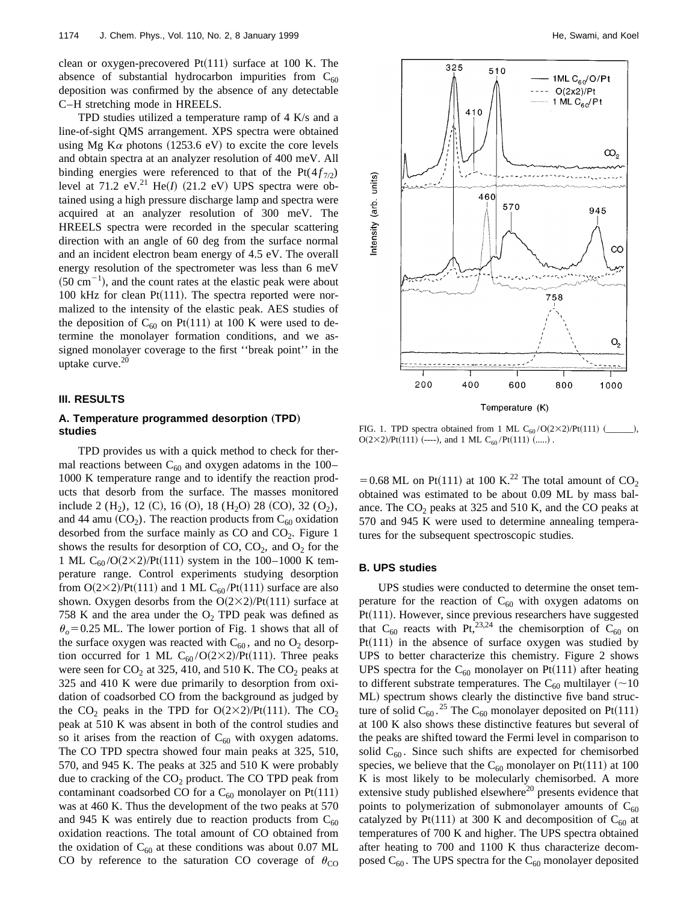clean or oxygen-precovered Pt(111) surface at 100 K. The absence of substantial hydrocarbon impurities from $C_{60}$ deposition was confirmed by the absence of any detectable C–H stretching mode in HREELS.

TPD studies utilized a temperature ramp of 4 K/s and a line-of-sight QMS arrangement. XPS spectra were obtained using Mg K$\alpha$ photons (1253.6 eV) to excite the core levels and obtain spectra at an analyzer resolution of 400 meV. All binding energies were referenced to that of the Pt($4f_{7/2}$) level at 71.2 eV.[21] He(*I*) (21.2 eV) UPS spectra were obtained using a high pressure discharge lamp and spectra were acquired at an analyzer resolution of 300 meV. The HREELS spectra were recorded in the specular scattering direction with an angle of 60 deg from the surface normal and an incident electron beam energy of 4.5 eV. The overall energy resolution of the spectrometer was less than 6 meV ($50\ \mathrm{cm}^{-1}$), and the count rates at the elastic peak were about 100 kHz for clean Pt(111). The spectra reported were normalized to the intensity of the elastic peak. AES studies of the deposition of $C_{60}$ on Pt(111) at 100 K were used to determine the monolayer formation conditions, and we assigned monolayer coverage to the first ''break point'' in the uptake curve.[20]

## III. RESULTS

### A. Temperature programmed desorption (TPD) studies

TPD provides us with a quick method to check for thermal reactions between $C_{60}$ and oxygen adatoms in the 100–1000 K temperature range and to identify the reaction products that desorb from the surface. The masses monitored include 2 ($H_2$), 12 (C), 16 (O), 18 ($H_2O$) 28 (CO), 32 ($O_2$), and 44 amu ($CO_2$). The reaction products from $C_{60}$ oxidation desorbed from the surface mainly as CO and $CO_2$. Figure 1 shows the results for desorption of CO, $CO_2$, and $O_2$ for the 1 ML $C_{60}$/O(2×2)/Pt(111) system in the 100–1000 K temperature range. Control experiments studying desorption from O(2×2)/Pt(111) and 1 ML $C_{60}$/Pt(111) surface are also shown. Oxygen desorbs from the O(2×2)/Pt(111) surface at 758 K and the area under the $O_2$ TPD peak was defined as $\theta_o = 0.25$ ML. The lower portion of Fig. 1 shows that all of the surface oxygen was reacted with $C_{60}$, and no $O_2$ desorption occurred for 1 ML $C_{60}$/O(2×2)/Pt(111). Three peaks were seen for $CO_2$ at 325, 410, and 510 K. The $CO_2$ peaks at 325 and 410 K were due primarily to desorption from oxidation of coadsorbed CO from the background as judged by the $CO_2$ peaks in the TPD for O(2×2)/Pt(111). The $CO_2$ peak at 510 K was absent in both of the control studies and so it arises from the reaction of $C_{60}$ with oxygen adatoms. The CO TPD spectra showed four main peaks at 325, 510, 570, and 945 K. The peaks at 325 and 510 K were probably due to cracking of the $CO_2$ product. The CO TPD peak from contaminant coadsorbed CO for a $C_{60}$ monolayer on Pt(111) was at 460 K. Thus the development of the two peaks at 570 and 945 K was entirely due to reaction products from $C_{60}$ oxidation reactions. The total amount of CO obtained from the oxidation of $C_{60}$ at these conditions was about 0.07 ML CO by reference to the saturation CO coverage of $\theta_{CO} = 0.68$ ML on Pt(111) at 100 K.[22] The total amount of $CO_2$ obtained was estimated to be about 0.09 ML by mass balance. The $CO_2$ peaks at 325 and 510 K, and the CO peaks at 570 and 945 K were used to determine annealing temperatures for the subsequent spectroscopic studies.

FIG. 1. TPD spectra obtained from 1 ML $C_{60}$/O(2×2)/Pt(111) (\_\_\_\_\_\_), O(2×2)/Pt(111) (----), and 1 ML $C_{60}$/Pt(111) (.....).

### B. UPS studies

UPS studies were conducted to determine the onset temperature for the reaction of $C_{60}$ with oxygen adatoms on Pt(111). However, since previous researchers have suggested that $C_{60}$ reacts with Pt,[23,24] the chemisorption of $C_{60}$ on Pt(111) in the absence of surface oxygen was studied by UPS to better characterize this chemistry. Figure 2 shows UPS spectra for the $C_{60}$ monolayer on Pt(111) after heating to different substrate temperatures. The $C_{60}$ multilayer (~10 ML) spectrum shows clearly the distinctive five band structure of solid $C_{60}$.[25] The $C_{60}$ monolayer deposited on Pt(111) at 100 K also shows these distinctive features but several of the peaks are shifted toward the Fermi level in comparison to solid $C_{60}$. Since such shifts are expected for chemisorbed species, we believe that the $C_{60}$ monolayer on Pt(111) at 100 K is most likely to be molecularly chemisorbed. A more extensive study published elsewhere[20] presents evidence that points to polymerization of submonolayer amounts of $C_{60}$ catalyzed by Pt(111) at 300 K and decomposition of $C_{60}$ at temperatures of 700 K and higher. The UPS spectra obtained after heating to 700 and 1100 K thus characterize decomposed $C_{60}$. The UPS spectra for the $C_{60}$ monolayer deposited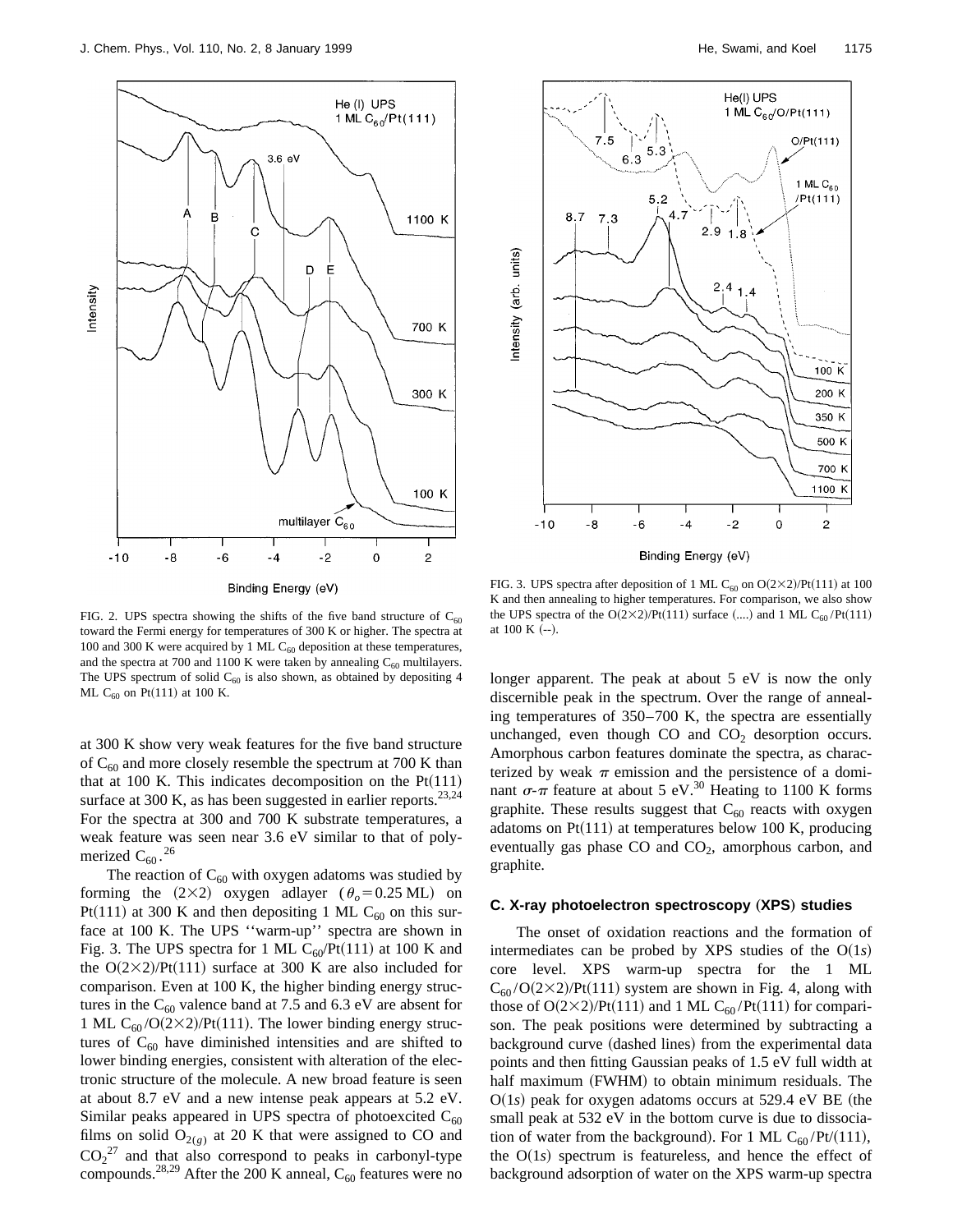FIG. 2. UPS spectra showing the shifts of the five band structure of $C_{60}$ toward the Fermi energy for temperatures of 300 K or higher. The spectra at 100 and 300 K were acquired by 1 ML $C_{60}$ deposition at these temperatures, and the spectra at 700 and 1100 K were taken by annealing $C_{60}$ multilayers. The UPS spectrum of solid $C_{60}$ is also shown, as obtained by depositing 4 ML $C_{60}$ on Pt(111) at 100 K.

FIG. 3. UPS spectra after deposition of 1 ML $C_{60}$ on O(2×2)/Pt(111) at 100 K and then annealing to higher temperatures. For comparison, we also show the UPS spectra of the O(2×2)/Pt(111) surface (....) and 1 ML $C_{60}$/Pt(111) at 100 K (--).

at 300 K show very weak features for the five band structure of $C_{60}$ and more closely resemble the spectrum at 700 K than that at 100 K. This indicates decomposition on the Pt(111) surface at 300 K, as has been suggested in earlier reports.[23,24] For the spectra at 300 and 700 K substrate temperatures, a weak feature was seen near 3.6 eV similar to that of polymerized $C_{60}$.[26]

The reaction of $C_{60}$ with oxygen adatoms was studied by forming the (2×2) oxygen adlayer ($\theta_o = 0.25$ ML) on Pt(111) at 300 K and then depositing 1 ML $C_{60}$ on this surface at 100 K. The UPS ''warm-up'' spectra are shown in Fig. 3. The UPS spectra for 1 ML $C_{60}$/Pt(111) at 100 K and the O(2×2)/Pt(111) surface at 300 K are also included for comparison. Even at 100 K, the higher binding energy structures in the $C_{60}$ valence band at 7.5 and 6.3 eV are absent for 1 ML $C_{60}$/O(2×2)/Pt(111). The lower binding energy structures of $C_{60}$ have diminished intensities and are shifted to lower binding energies, consistent with alteration of the electronic structure of the molecule. A new broad feature is seen at about 8.7 eV and a new intense peak appears at 5.2 eV. Similar peaks appeared in UPS spectra of photoexcited $C_{60}$ films on solid $O_{2(g)}$ at 20 K that were assigned to CO and $CO_2$[27] and that also correspond to peaks in carbonyl-type compounds.[28,29] After the 200 K anneal, $C_{60}$ features were no longer apparent. The peak at about 5 eV is now the only discernible peak in the spectrum. Over the range of annealing temperatures of 350–700 K, the spectra are essentially unchanged, even though CO and $CO_2$ desorption occurs. Amorphous carbon features dominate the spectra, as characterized by weak $\pi$ emission and the persistence of a dominant $\sigma$-$\pi$ feature at about 5 eV.[30] Heating to 1100 K forms graphite. These results suggest that $C_{60}$ reacts with oxygen adatoms on Pt(111) at temperatures below 100 K, producing eventually gas phase CO and $CO_2$, amorphous carbon, and graphite.

### C. X-ray photoelectron spectroscopy (XPS) studies

The onset of oxidation reactions and the formation of intermediates can be probed by XPS studies of the O(1*s*) core level. XPS warm-up spectra for the 1 ML $C_{60}$/O(2×2)/Pt(111) system are shown in Fig. 4, along with those of O(2×2)/Pt(111) and 1 ML $C_{60}$/Pt(111) for comparison. The peak positions were determined by subtracting a background curve (dashed lines) from the experimental data points and then fitting Gaussian peaks of 1.5 eV full width at half maximum (FWHM) to obtain minimum residuals. The O(1*s*) peak for oxygen adatoms occurs at 529.4 eV BE (the small peak at 532 eV in the bottom curve is due to dissociation of water from the background). For 1 ML $C_{60}$/Pt/(111), the O(1*s*) spectrum is featureless, and hence the effect of background adsorption of water on the XPS warm-up spectra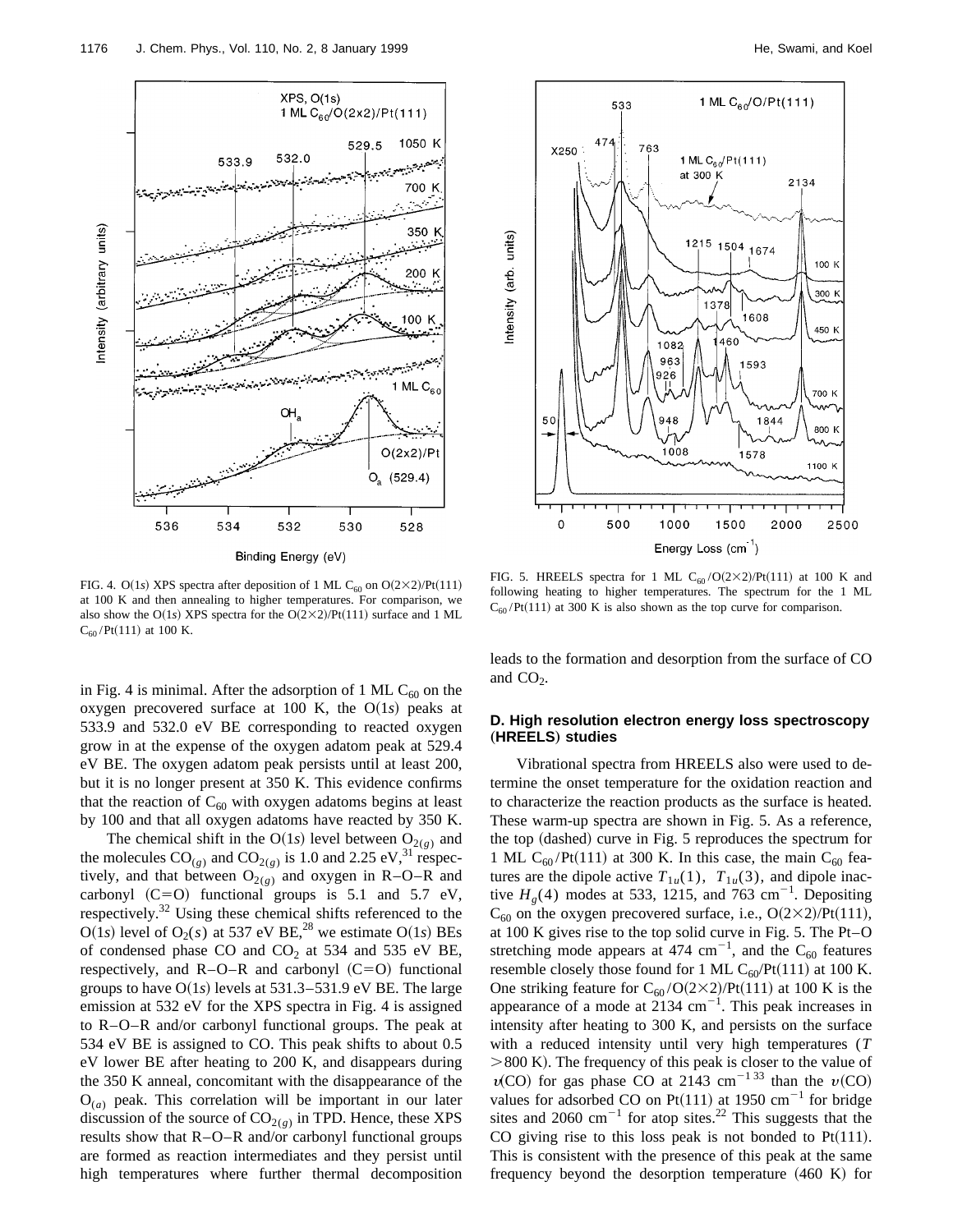FIG. 4. O(1*s*) XPS spectra after deposition of 1 ML $C_{60}$ on O(2×2)/Pt(111) at 100 K and then annealing to higher temperatures. For comparison, we also show the O(1*s*) XPS spectra for the O(2×2)/Pt(111) surface and 1 ML $C_{60}$/Pt(111) at 100 K.

FIG. 5. HREELS spectra for 1 ML $C_{60}$/O(2×2)/Pt(111) at 100 K and following heating to higher temperatures. The spectrum for the 1 ML $C_{60}$/Pt(111) at 300 K is also shown as the top curve for comparison.

in Fig. 4 is minimal. After the adsorption of 1 ML $C_{60}$ on the oxygen precovered surface at 100 K, the O(1*s*) peaks at 533.9 and 532.0 eV BE corresponding to reacted oxygen grow in at the expense of the oxygen adatom peak at 529.4 eV BE. The oxygen adatom peak persists until at least 200, but it is no longer present at 350 K. This evidence confirms that the reaction of $C_{60}$ with oxygen adatoms begins at least by 100 and that all oxygen adatoms have reacted by 350 K.

The chemical shift in the O(1*s*) level between $O_{2(g)}$ and the molecules $CO_{(g)}$ and $CO_{2(g)}$ is 1.0 and 2.25 eV,[31] respectively, and that between $O_{2(g)}$ and oxygen in R–O–R and carbonyl (C=O) functional groups is 5.1 and 5.7 eV, respectively.[32] Using these chemical shifts referenced to the O(1*s*) level of $O_2(s)$ at 537 eV BE,[28] we estimate O(1*s*) BEs of condensed phase CO and $CO_2$ at 534 and 535 eV BE, respectively, and R–O–R and carbonyl (C=O) functional groups to have O(1*s*) levels at 531.3–531.9 eV BE. The large emission at 532 eV for the XPS spectra in Fig. 4 is assigned to R–O–R and/or carbonyl functional groups. The peak at 534 eV BE is assigned to CO. This peak shifts to about 0.5 eV lower BE after heating to 200 K, and disappears during the 350 K anneal, concomitant with the disappearance of the $O_{(a)}$ peak. This correlation will be important in our later discussion of the source of $CO_{2(g)}$ in TPD. Hence, these XPS results show that R–O–R and/or carbonyl functional groups are formed as reaction intermediates and they persist until high temperatures where further thermal decomposition leads to the formation and desorption from the surface of CO and $CO_2$.

### D. High resolution electron energy loss spectroscopy (HREELS) studies

Vibrational spectra from HREELS also were used to determine the onset temperature for the oxidation reaction and to characterize the reaction products as the surface is heated. These warm-up spectra are shown in Fig. 5. As a reference, the top (dashed) curve in Fig. 5 reproduces the spectrum for 1 ML $C_{60}$/Pt(111) at 300 K. In this case, the main $C_{60}$ features are the dipole active $T_{1u}(1)$, $T_{1u}(3)$, and dipole inactive $H_g(4)$ modes at 533, 1215, and 763 $cm^{-1}$. Depositing $C_{60}$ on the oxygen precovered surface, i.e., O(2×2)/Pt(111), at 100 K gives rise to the top solid curve in Fig. 5. The Pt–O stretching mode appears at 474 $cm^{-1}$, and the $C_{60}$ features resemble closely those found for 1 ML $C_{60}$/Pt(111) at 100 K. One striking feature for $C_{60}$/O(2×2)/Pt(111) at 100 K is the appearance of a mode at 2134 $cm^{-1}$. This peak increases in intensity after heating to 300 K, and persists on the surface with a reduced intensity until very high temperatures ($T > 800$ K). The frequency of this peak is closer to the value of $\nu$(CO) for gas phase CO at 2143 $cm^{-1}$[33] than the $\nu$(CO) values for adsorbed CO on Pt(111) at 1950 $cm^{-1}$ for bridge sites and 2060 $cm^{-1}$ for atop sites.[22] This suggests that the CO giving rise to this loss peak is not bonded to Pt(111). This is consistent with the presence of this peak at the same frequency beyond the desorption temperature (460 K) for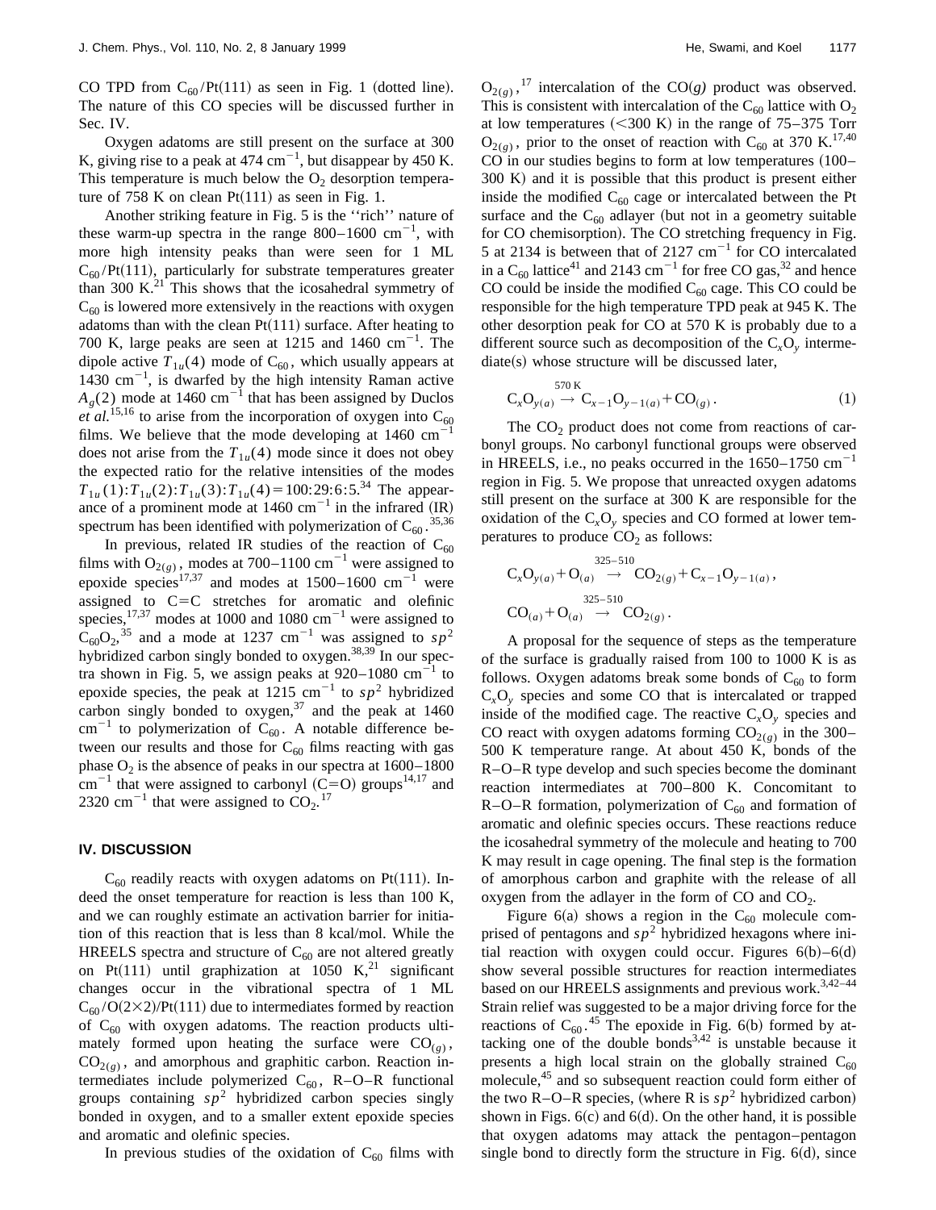CO TPD from $C_{60}$/Pt(111) as seen in Fig. 1 (dotted line). The nature of this CO species will be discussed further in Sec. IV.

Oxygen adatoms are still present on the surface at 300 K, giving rise to a peak at 474 $cm^{-1}$, but disappear by 450 K. This temperature is much below the $O_2$ desorption temperature of 758 K on clean Pt(111) as seen in Fig. 1.

Another striking feature in Fig. 5 is the ''rich'' nature of these warm-up spectra in the range 800–1600 $cm^{-1}$, with more high intensity peaks than were seen for 1 ML $C_{60}$/Pt(111), particularly for substrate temperatures greater than 300 K.[21] This shows that the icosahedral symmetry of $C_{60}$ is lowered more extensively in the reactions with oxygen adatoms than with the clean Pt(111) surface. After heating to 700 K, large peaks are seen at 1215 and 1460 $cm^{-1}$. The dipole active $T_{1u}(4)$ mode of $C_{60}$, which usually appears at 1430 $cm^{-1}$, is dwarfed by the high intensity Raman active $A_g(2)$ mode at 1460 $cm^{-1}$ that has been assigned by Duclos *et al.*[15,16] to arise from the incorporation of oxygen into $C_{60}$ films. We believe that the mode developing at 1460 $cm^{-1}$ does not arise from the $T_{1u}(4)$ mode since it does not obey the expected ratio for the relative intensities of the modes $T_{1u}(1):T_{1u}(2):T_{1u}(3):T_{1u}(4) = 100:29:6:5$.[34] The appearance of a prominent mode at 1460 $cm^{-1}$ in the infrared (IR) spectrum has been identified with polymerization of $C_{60}$.[35,36]

In previous, related IR studies of the reaction of $C_{60}$ films with $O_{2(g)}$, modes at 700–1100 $cm^{-1}$ were assigned to epoxide species[17,37] and modes at 1500–1600 $cm^{-1}$ were assigned to C=C stretches for aromatic and olefinic species,[17,37] modes at 1000 and 1080 $cm^{-1}$ were assigned to $C_{60}O_2$,[35] and a mode at 1237 $cm^{-1}$ was assigned to $sp^2$ hybridized carbon singly bonded to oxygen.[38,39] In our spectra shown in Fig. 5, we assign peaks at 920–1080 $cm^{-1}$ to epoxide species, the peak at 1215 $cm^{-1}$ to $sp^2$ hybridized carbon singly bonded to oxygen,[37] and the peak at 1460 $cm^{-1}$ to polymerization of $C_{60}$. A notable difference between our results and those for $C_{60}$ films reacting with gas phase $O_2$ is the absence of peaks in our spectra at 1600–1800 $cm^{-1}$ that were assigned to carbonyl (C=O) groups[14,17] and 2320 $cm^{-1}$ that were assigned to $CO_2$.[17]

## IV. DISCUSSION

$C_{60}$ readily reacts with oxygen adatoms on Pt(111). Indeed the onset temperature for reaction is less than 100 K, and we can roughly estimate an activation barrier for initiation of this reaction that is less than 8 kcal/mol. While the HREELS spectra and structure of $C_{60}$ are not altered greatly on Pt(111) until graphization at 1050 K,[21] significant changes occur in the vibrational spectra of 1 ML $C_{60}/O(2\times2)$/Pt(111) due to intermediates formed by reaction of $C_{60}$ with oxygen adatoms. The reaction products ultimately formed upon heating the surface were $CO_{(g)}$, $CO_{2(g)}$, and amorphous and graphitic carbon. Reaction intermediates include polymerized $C_{60}$, R–O–R functional groups containing $sp^2$ hybridized carbon species singly bonded in oxygen, and to a smaller extent epoxide species and aromatic and olefinic species.

In previous studies of the oxidation of $C_{60}$ films with $O_{2(g)}$,[17] intercalation of the CO(*g*) product was observed. This is consistent with intercalation of the $C_{60}$ lattice with $O_2$ at low temperatures (<300 K) in the range of 75–375 Torr $O_{2(g)}$, prior to the onset of reaction with $C_{60}$ at 370 K.[17,40] CO in our studies begins to form at low temperatures (100–300 K) and it is possible that this product is present either inside the modified $C_{60}$ cage or intercalated between the Pt surface and the $C_{60}$ adlayer (but not in a geometry suitable for CO chemisorption). The CO stretching frequency in Fig. 5 at 2134 is between that of 2127 $cm^{-1}$ for CO intercalated in a $C_{60}$ lattice[41] and 2143 $cm^{-1}$ for free CO gas,[32] and hence CO could be inside the modified $C_{60}$ cage. This CO could be responsible for the high temperature TPD peak at 945 K. The other desorption peak for CO at 570 K is probably due to a different source such as decomposition of the $C_xO_y$ intermediate(s) whose structure will be discussed later,

$$C_xO_{y(a)} \xrightarrow{570\text{ K}} C_{x-1}O_{y-1(a)} + CO_{(g)}. \tag{1}$$

The $CO_2$ product does not come from reactions of carbonyl groups. No carbonyl functional groups were observed in HREELS, i.e., no peaks occurred in the 1650–1750 $cm^{-1}$ region in Fig. 5. We propose that unreacted oxygen adatoms still present on the surface at 300 K are responsible for the oxidation of the $C_xO_y$ species and CO formed at lower temperatures to produce $CO_2$ as follows:

$$C_xO_{y(a)} + O_{(a)} \xrightarrow{325-510} CO_{2(g)} + C_{x-1}O_{y-1(a)},$$

$$CO_{(a)} + O_{(a)} \xrightarrow{325-510} CO_{2(g)}.$$

A proposal for the sequence of steps as the temperature of the surface is gradually raised from 100 to 1000 K is as follows. Oxygen adatoms break some bonds of $C_{60}$ to form $C_xO_y$ species and some CO that is intercalated or trapped inside of the modified cage. The reactive $C_xO_y$ species and CO react with oxygen adatoms forming $CO_{2(g)}$ in the 300–500 K temperature range. At about 450 K, bonds of the R–O–R type develop and such species become the dominant reaction intermediates at 700–800 K. Concomitant to R–O–R formation, polymerization of $C_{60}$ and formation of aromatic and olefinic species occurs. These reactions reduce the icosahedral symmetry of the molecule and heating to 700 K may result in cage opening. The final step is the formation of amorphous carbon and graphite with the release of all oxygen from the adlayer in the form of CO and $CO_2$.

Figure 6(a) shows a region in the $C_{60}$ molecule comprised of pentagons and $sp^2$ hybridized hexagons where initial reaction with oxygen could occur. Figures 6(b)–6(d) show several possible structures for reaction intermediates based on our HREELS assignments and previous work.[3,42–44] Strain relief was suggested to be a major driving force for the reactions of $C_{60}$.[45] The epoxide in Fig. 6(b) formed by attacking one of the double bonds[3,42] is unstable because it presents a high local strain on the globally strained $C_{60}$ molecule,[45] and so subsequent reaction could form either of the two R–O–R species, (where R is $sp^2$ hybridized carbon) shown in Figs. 6(c) and 6(d). On the other hand, it is possible that oxygen adatoms may attack the pentagon–pentagon single bond to directly form the structure in Fig. 6(d), since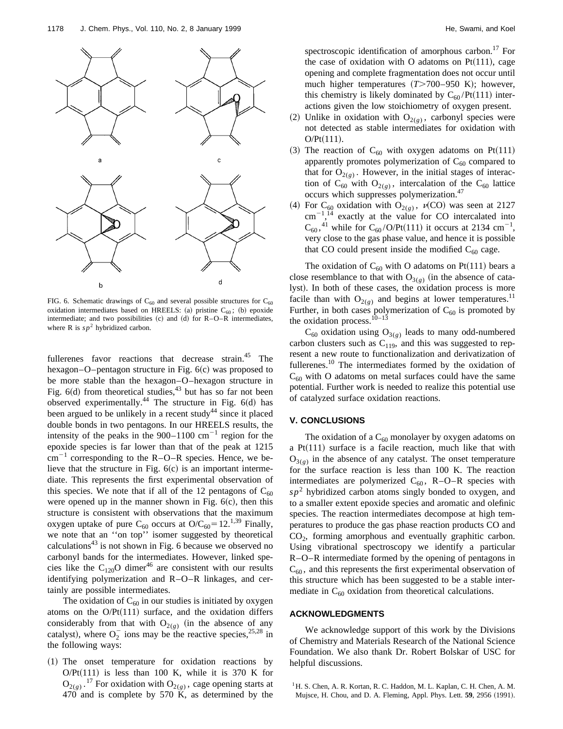FIG. 6. Schematic drawings of $C_{60}$ and several possible structures for $C_{60}$ oxidation intermediates based on HREELS: (a) pristine $C_{60}$; (b) epoxide intermediate; and two possibilities (c) and (d) for R–O–R intermediates, where R is $sp^2$ hybridized carbon.

fullerenes favor reactions that decrease strain.[45] The hexagon–O–pentagon structure in Fig. 6(c) was proposed to be more stable than the hexagon–O–hexagon structure in Fig. 6(d) from theoretical studies,[43] but has so far not been observed experimentally.[44] The structure in Fig. 6(d) has been argued to be unlikely in a recent study[44] since it placed double bonds in two pentagons. In our HREELS results, the intensity of the peaks in the 900–1100 $cm^{-1}$ region for the epoxide species is far lower than that of the peak at 1215 $cm^{-1}$ corresponding to the R–O–R species. Hence, we believe that the structure in Fig. 6(c) is an important intermediate. This represents the first experimental observation of this species. We note that if all of the 12 pentagons of $C_{60}$ were opened up in the manner shown in Fig. 6(c), then this structure is consistent with observations that the maximum oxygen uptake of pure $C_{60}$ occurs at $O/C_{60}=12$.[1,39] Finally, we note that an ''on top'' isomer suggested by theoretical calculations[43] is not shown in Fig. 6 because we observed no carbonyl bands for the intermediates. However, linked species like the $C_{120}O$ dimer[46] are consistent with our results identifying polymerization and R–O–R linkages, and certainly are possible intermediates.

The oxidation of $C_{60}$ in our studies is initiated by oxygen atoms on the O/Pt(111) surface, and the oxidation differs considerably from that with $O_{2(g)}$ (in the absence of any catalyst), where $O_2^-$ ions may be the reactive species,[25,28] in the following ways:

(1) The onset temperature for oxidation reactions by O/Pt(111) is less than 100 K, while it is 370 K for $O_{2(g)}$.[17] For oxidation with $O_{2(g)}$, cage opening starts at 470 and is complete by 570 K, as determined by the spectroscopic identification of amorphous carbon.[17] For the case of oxidation with O adatoms on Pt(111), cage opening and complete fragmentation does not occur until much higher temperatures ($T>700$–950 K); however, this chemistry is likely dominated by $C_{60}$/Pt(111) interactions given the low stoichiometry of oxygen present.

(2) Unlike in oxidation with $O_{2(g)}$, carbonyl species were not detected as stable intermediates for oxidation with O/Pt(111).

(3) The reaction of $C_{60}$ with oxygen adatoms on Pt(111) apparently promotes polymerization of $C_{60}$ compared to that for $O_{2(g)}$. However, in the initial stages of interaction of $C_{60}$ with $O_{2(g)}$, intercalation of the $C_{60}$ lattice occurs which suppresses polymerization.[47]

(4) For $C_{60}$ oxidation with $O_{2(g)}$, $\nu$(CO) was seen at 2127 $cm^{-1}$,[14] exactly at the value for CO intercalated into $C_{60}$,[41] while for $C_{60}$/O/Pt(111) it occurs at 2134 $cm^{-1}$, very close to the gas phase value, and hence it is possible that CO could present inside the modified $C_{60}$ cage.

The oxidation of $C_{60}$ with O adatoms on Pt(111) bears a close resemblance to that with $O_{3(g)}$ (in the absence of catalyst). In both of these cases, the oxidation process is more facile than with $O_{2(g)}$ and begins at lower temperatures.[11] Further, in both cases polymerization of $C_{60}$ is promoted by the oxidation process.[10–13]

$C_{60}$ oxidation using $O_{3(g)}$ leads to many odd-numbered carbon clusters such as $C_{119}$, and this was suggested to represent a new route to functionalization and derivatization of fullerenes.[10] The intermediates formed by the oxidation of $C_{60}$ with O adatoms on metal surfaces could have the same potential. Further work is needed to realize this potential use of catalyzed surface oxidation reactions.

## V. CONCLUSIONS

The oxidation of a $C_{60}$ monolayer by oxygen adatoms on a Pt(111) surface is a facile reaction, much like that with $O_{3(g)}$ in the absence of any catalyst. The onset temperature for the surface reaction is less than 100 K. The reaction intermediates are polymerized $C_{60}$, R–O–R species with $sp^2$ hybridized carbon atoms singly bonded to oxygen, and to a smaller extent epoxide species and aromatic and olefinic species. The reaction intermediates decompose at high temperatures to produce the gas phase reaction products CO and $CO_2$, forming amorphous and eventually graphitic carbon. Using vibrational spectroscopy we identify a particular R–O–R intermediate formed by the opening of pentagons in $C_{60}$, and this represents the first experimental observation of this structure which has been suggested to be a stable intermediate in $C_{60}$ oxidation from theoretical calculations.

## ACKNOWLEDGMENTS

We acknowledge support of this work by the Divisions of Chemistry and Materials Research of the National Science Foundation. We also thank Dr. Robert Bolskar of USC for helpful discussions.

[1] H. S. Chen, A. R. Kortan, R. C. Haddon, M. L. Kaplan, C. H. Chen, A. M. Mujsce, H. Chou, and D. A. Fleming, Appl. Phys. Lett. **59**, 2956 (1991).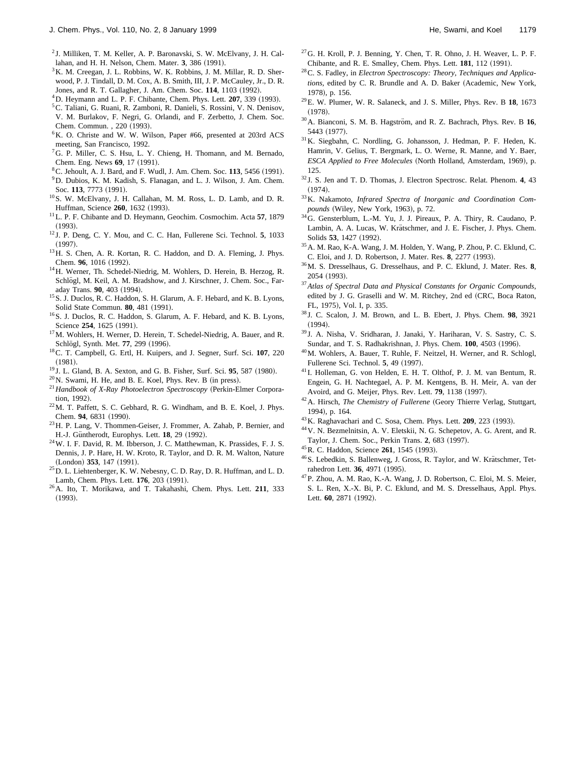[2] J. Milliken, T. M. Keller, A. P. Baronavski, S. W. McElvany, J. H. Callahan, and H. H. Nelson, Chem. Mater. **3**, 386 (1991).

[3] K. M. Creegan, J. L. Robbins, W. K. Robbins, J. M. Millar, R. D. Sherwood, P. J. Tindall, D. M. Cox, A. B. Smith, III, J. P. McCauley, Jr., D. R. Jones, and R. T. Gallagher, J. Am. Chem. Soc. **114**, 1103 (1992).

[4] D. Heymann and L. P. F. Chibante, Chem. Phys. Lett. **207**, 339 (1993).

[5] C. Taliani, G. Ruani, R. Zamboni, R. Danieli, S. Rossini, V. N. Denisov, V. M. Burlakov, F. Negri, G. Orlandi, and F. Zerbetto, J. Chem. Soc. Chem. Commun. , 220 (1993).

[6] K. O. Christe and W. W. Wilson, Paper #66, presented at 203rd ACS meeting, San Francisco, 1992.

[7] G. P. Miller, C. S. Hsu, L. Y. Chieng, H. Thomann, and M. Bernado, Chem. Eng. News **69**, 17 (1991).

[8] C. Jehoult, A. J. Bard, and F. Wudl, J. Am. Chem. Soc. **113**, 5456 (1991).

[9] D. Dubios, K. M. Kadish, S. Flanagan, and L. J. Wilson, J. Am. Chem. Soc. **113**, 7773 (1991).

[10] S. W. McElvany, J. H. Callahan, M. M. Ross, L. D. Lamb, and D. R. Huffman, Science **260**, 1632 (1993).

[11] L. P. F. Chibante and D. Heymann, Geochim. Cosmochim. Acta **57**, 1879 (1993).

[12] J. P. Deng, C. Y. Mou, and C. C. Han, Fullerene Sci. Technol. **5**, 1033 (1997).

[13] H. S. Chen, A. R. Kortan, R. C. Haddon, and D. A. Fleming, J. Phys. Chem. **96**, 1016 (1992).

[14] H. Werner, Th. Schedel-Niedrig, M. Wohlers, D. Herein, B. Herzog, R. Schlögl, M. Keil, A. M. Bradshow, and J. Kirschner, J. Chem. Soc., Faraday Trans. **90**, 403 (1994).

[15] S. J. Duclos, R. C. Haddon, S. H. Glarum, A. F. Hebard, and K. B. Lyons, Solid State Commun. **80**, 481 (1991).

[16] S. J. Duclos, R. C. Haddon, S. Glarum, A. F. Hebard, and K. B. Lyons, Science **254**, 1625 (1991).

[17] M. Wohlers, H. Werner, D. Herein, T. Schedel-Niedrig, A. Bauer, and R. Schlögl, Synth. Met. **77**, 299 (1996).

[18] C. T. Campbell, G. Ertl, H. Kuipers, and J. Segner, Surf. Sci. **107**, 220 (1981).

[19] J. L. Gland, B. A. Sexton, and G. B. Fisher, Surf. Sci. **95**, 587 (1980).

[20] N. Swami, H. He, and B. E. Koel, Phys. Rev. B (in press).

[21] *Handbook of X-Ray Photoelectron Spectroscopy* (Perkin-Elmer Corporation, 1992).

[22] M. T. Paffett, S. C. Gebhard, R. G. Windham, and B. E. Koel, J. Phys. Chem. **94**, 6831 (1990).

[23] H. P. Lang, V. Thommen-Geiser, J. Frommer, A. Zahab, P. Bernier, and H.-J. Güntherodt, Europhys. Lett. **18**, 29 (1992).

[24] W. I. F. David, R. M. Ibberson, J. C. Matthewman, K. Prassides, F. J. S. Dennis, J. P. Hare, H. W. Kroto, R. Taylor, and D. R. M. Walton, Nature (London) **353**, 147 (1991).

[25] D. L. Liehtenberger, K. W. Nebesny, C. D. Ray, D. R. Huffman, and L. D. Lamb, Chem. Phys. Lett. **176**, 203 (1991).

[26] A. Ito, T. Morikawa, and T. Takahashi, Chem. Phys. Lett. **211**, 333 (1993).

[27] G. H. Kroll, P. J. Benning, Y. Chen, T. R. Ohno, J. H. Weaver, L. P. F. Chibante, and R. E. Smalley, Chem. Phys. Lett. **181**, 112 (1991).

[28] C. S. Fadley, in *Electron Spectroscopy: Theory, Techniques and Applications*, edited by C. R. Brundle and A. D. Baker (Academic, New York, 1978), p. 156.

[29] E. W. Plumer, W. R. Salaneck, and J. S. Miller, Phys. Rev. B **18**, 1673 (1978).

[30] A. Bianconi, S. M. B. Hagström, and R. Z. Bachrach, Phys. Rev. B **16**, 5443 (1977).

[31] K. Siegbahn, C. Nordling, G. Johansson, J. Hedman, P. F. Heden, K. Hamrin, V. Gelius, T. Bergmark, L. O. Werne, R. Manne, and Y. Baer, *ESCA Applied to Free Molecules* (North Holland, Amsterdam, 1969), p. 125.

[32] J. S. Jen and T. D. Thomas, J. Electron Spectrosc. Relat. Phenom. **4**, 43 (1974).

[33] K. Nakamoto, *Infrared Spectra of Inorganic and Coordination Compounds* (Wiley, New York, 1963), p. 72.

[34] G. Gensterblum, L.-M. Yu, J. J. Pireaux, P. A. Thiry, R. Caudano, P. Lambin, A. A. Lucas, W. Krätschmer, and J. E. Fischer, J. Phys. Chem. Solids **53**, 1427 (1992).

[35] A. M. Rao, K-A. Wang, J. M. Holden, Y. Wang, P. Zhou, P. C. Eklund, C. C. Eloi, and J. D. Robertson, J. Mater. Res. **8**, 2277 (1993).

[36] M. S. Dresselhaus, G. Dresselhaus, and P. C. Eklund, J. Mater. Res. **8**, 2054 (1993).

[37] *Atlas of Spectral Data and Physical Constants for Organic Compounds*, edited by J. G. Graselli and W. M. Ritchey, 2nd ed (CRC, Boca Raton, FL, 1975), Vol. I, p. 335.

[38] J. C. Scalon, J. M. Brown, and L. B. Ebert, J. Phys. Chem. **98**, 3921 (1994).

[39] J. A. Nisha, V. Sridharan, J. Janaki, Y. Hariharan, V. S. Sastry, C. S. Sundar, and T. S. Radhakrishnan, J. Phys. Chem. **100**, 4503 (1996).

[40] M. Wohlers, A. Bauer, T. Ruhle, F. Neitzel, H. Werner, and R. Schlogl, Fullerene Sci. Technol. **5**, 49 (1997).

[41] I. Holleman, G. von Helden, E. H. T. Olthof, P. J. M. van Bentum, R. Engein, G. H. Nachtegael, A. P. M. Kentgens, B. H. Meir, A. van der Avoird, and G. Meijer, Phys. Rev. Lett. **79**, 1138 (1997).

[42] A. Hirsch, *The Chemistry of Fullerene* (Geory Thierre Verlag, Stuttgart, 1994), p. 164.

[43] K. Raghavachari and C. Sosa, Chem. Phys. Lett. **209**, 223 (1993).

[44] V. N. Bezmelnitsin, A. V. Eletskii, N. G. Schepetov, A. G. Arent, and R. Taylor, J. Chem. Soc., Perkin Trans. **2**, 683 (1997).

[45] R. C. Haddon, Science **261**, 1545 (1993).

[46] S. Lebedkin, S. Ballenweg, J. Gross, R. Taylor, and W. Krätschmer, Tetrahedron Lett. **36**, 4971 (1995).

[47] P. Zhou, A. M. Rao, K.-A. Wang, J. D. Robertson, C. Eloi, M. S. Meier, S. L. Ren, X.-X. Bi, P. C. Eklund, and M. S. Dresselhaus, Appl. Phys. Lett. **60**, 2871 (1992).